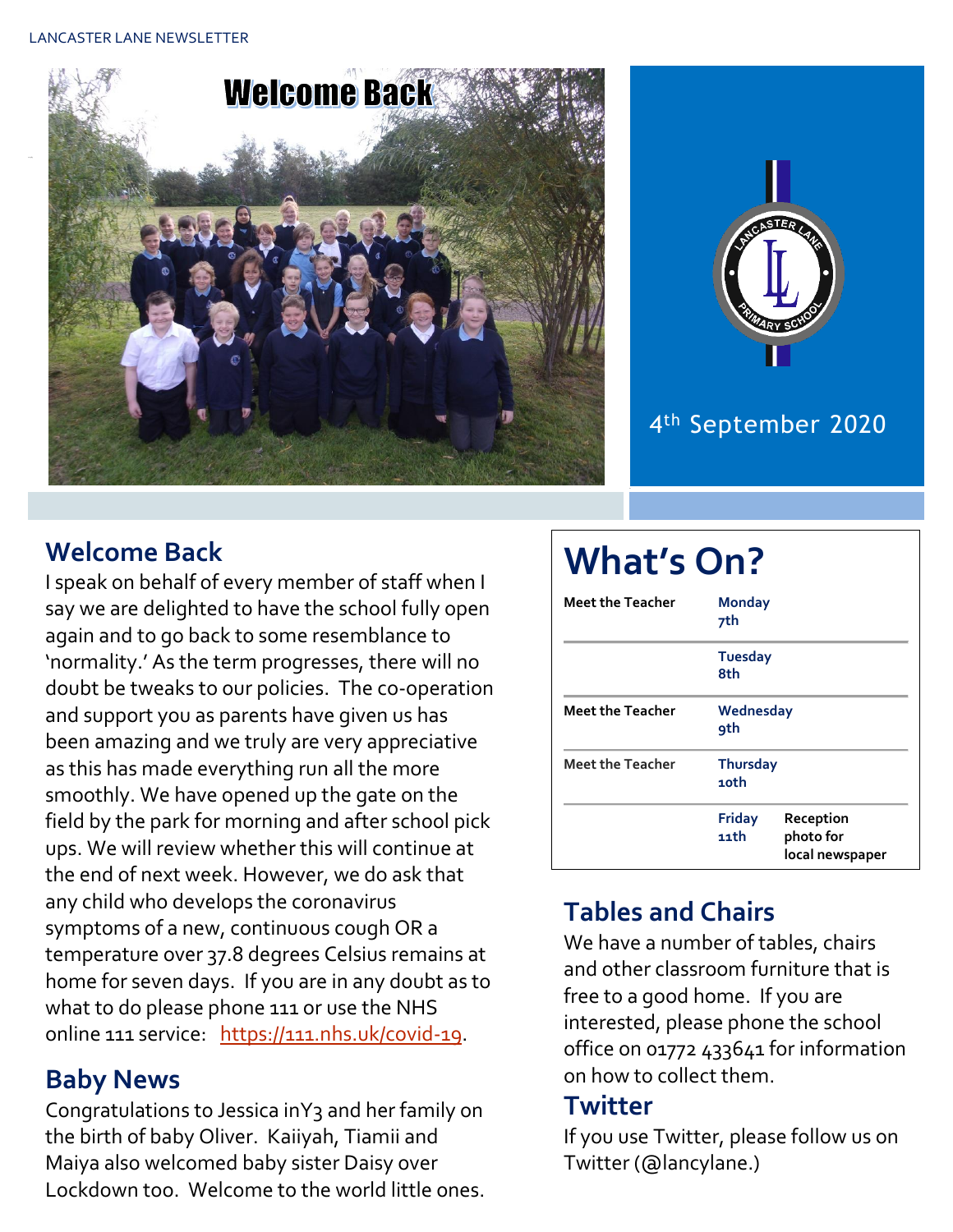LANCASTER LANE NEWSLETTER

# Welcome Back

4th September 2020

## Welcome Back

I speak on behalf of every member of staff when I say we are delighted to have the school fully open again and to go back to some resemblance to 'normality.' As the term progresses, there will no doubt be tweaks to our policies. The co-operation and support you as parents have given us has been amazing and we truly are very appreciative as this has made everything run all the more smoothly. We have opened up the gate on the field by the park for morning and after school pick ups. We will review whether this will continue at the end of next week. However, we do ask that any child who develops the coronavirus symptoms of a new, continuous cough OR a temperature over 37.8 degrees Celsius remains at home for seven days. If you are in any doubt as to what to do please phone 111 or use the NHS online 111 service: https://111.nhs.uk/covid-19.

## Baby News

Congratulations to Jessica inY3 and her family on the birth of baby Oliver. Kaiiyah, Tiamii and Maiya also welcomed baby sister Daisy over Lockdown too. Welcome to the world little ones.

## What's On?

| Event | Day | Note |
|---|---|---|
| Meet the Teacher | Monday 7th | |
| | Tuesday 8th | |
| Meet the Teacher | Wednesday 9th | |
| Meet the Teacher | Thursday 10th | |
| | Friday 11th | Reception photo for local newspaper |

## Tables and Chairs

We have a number of tables, chairs and other classroom furniture that is free to a good home. If you are interested, please phone the school office on 01772 433641 for information on how to collect them.

## Twitter

If you use Twitter, please follow us on Twitter (@lancylane.)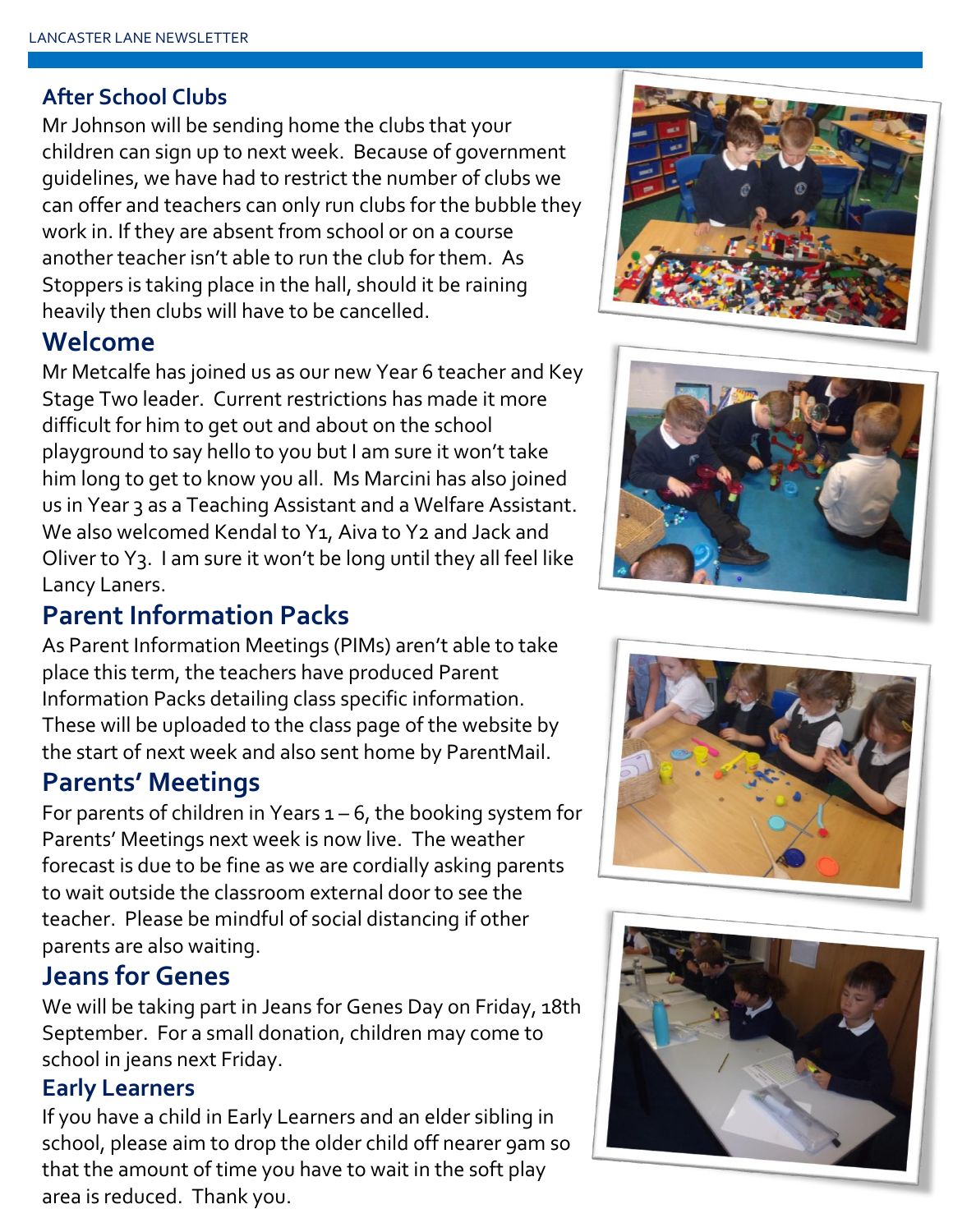## After School Clubs

Mr Johnson will be sending home the clubs that your children can sign up to next week. Because of government guidelines, we have had to restrict the number of clubs we can offer and teachers can only run clubs for the bubble they work in. If they are absent from school or on a course another teacher isn't able to run the club for them. As Stoppers is taking place in the hall, should it be raining heavily then clubs will have to be cancelled.

## Welcome

Mr Metcalfe has joined us as our new Year 6 teacher and Key Stage Two leader. Current restrictions has made it more difficult for him to get out and about on the school playground to say hello to you but I am sure it won't take him long to get to know you all. Ms Marcini has also joined us in Year 3 as a Teaching Assistant and a Welfare Assistant. We also welcomed Kendal to Y1, Aiva to Y2 and Jack and Oliver to Y3. I am sure it won't be long until they all feel like Lancy Laners.

## Parent Information Packs

As Parent Information Meetings (PIMs) aren't able to take place this term, the teachers have produced Parent Information Packs detailing class specific information. These will be uploaded to the class page of the website by the start of next week and also sent home by ParentMail.

## Parents' Meetings

For parents of children in Years 1 – 6, the booking system for Parents' Meetings next week is now live. The weather forecast is due to be fine as we are cordially asking parents to wait outside the classroom external door to see the teacher. Please be mindful of social distancing if other parents are also waiting.

## Jeans for Genes

We will be taking part in Jeans for Genes Day on Friday, 18th September. For a small donation, children may come to school in jeans next Friday.

## Early Learners

If you have a child in Early Learners and an elder sibling in school, please aim to drop the older child off nearer 9am so that the amount of time you have to wait in the soft play area is reduced. Thank you.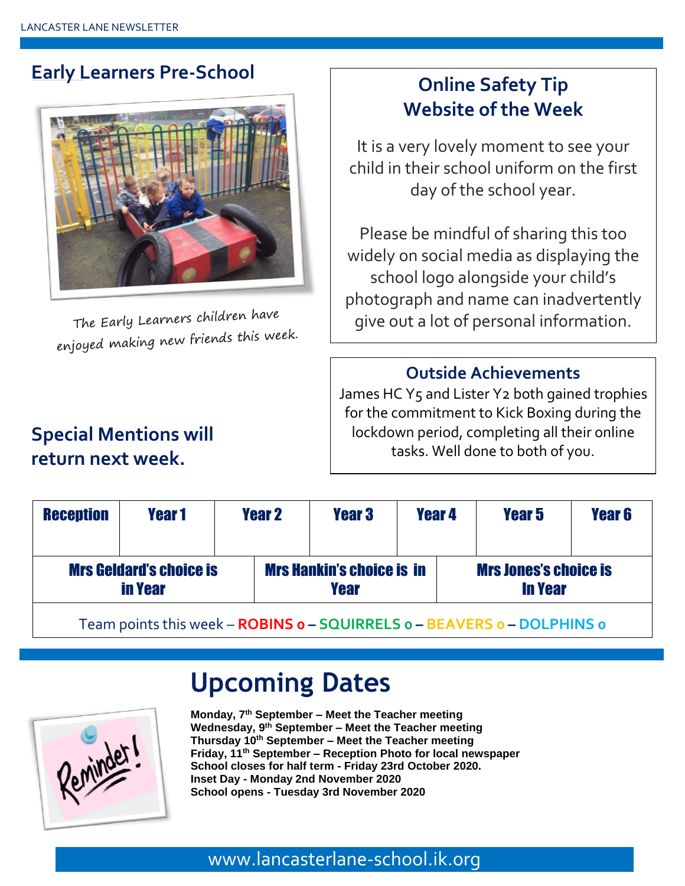## Early Learners Pre-School

The Early Learners children have enjoyed making new friends this week.

## Online Safety Tip
## Website of the Week

It is a very lovely moment to see your child in their school uniform on the first day of the school year.

Please be mindful of sharing this too widely on social media as displaying the school logo alongside your child's photograph and name can inadvertently give out a lot of personal information.

### Outside Achievements

James HC Y5 and Lister Y2 both gained trophies for the commitment to Kick Boxing during the lockdown period, completing all their online tasks. Well done to both of you.

## Special Mentions will return next week.

| Reception | Year 1 | Year 2 | Year 3 | Year 4 | Year 5 | Year 6 |
|---|---|---|---|---|---|---|
| | | | | | | |
| Mrs Geldard's choice is in Year | | Mrs Hankin's choice is in Year | | | Mrs Jones's choice is In Year | |
| Team points this week – ROBINS 0 – SQUIRRELS 0 – BEAVERS 0 – DOLPHINS 0 | | | | | | |

# Upcoming Dates

**Monday, 7th September – Meet the Teacher meeting**
**Wednesday, 9th September – Meet the Teacher meeting**
**Thursday 10th September – Meet the Teacher meeting**
**Friday, 11th September – Reception Photo for local newspaper**
**School closes for half term - Friday 23rd October 2020.**
**Inset Day - Monday 2nd November 2020**
**School opens - Tuesday 3rd November 2020**

www.lancasterlane-school.ik.org